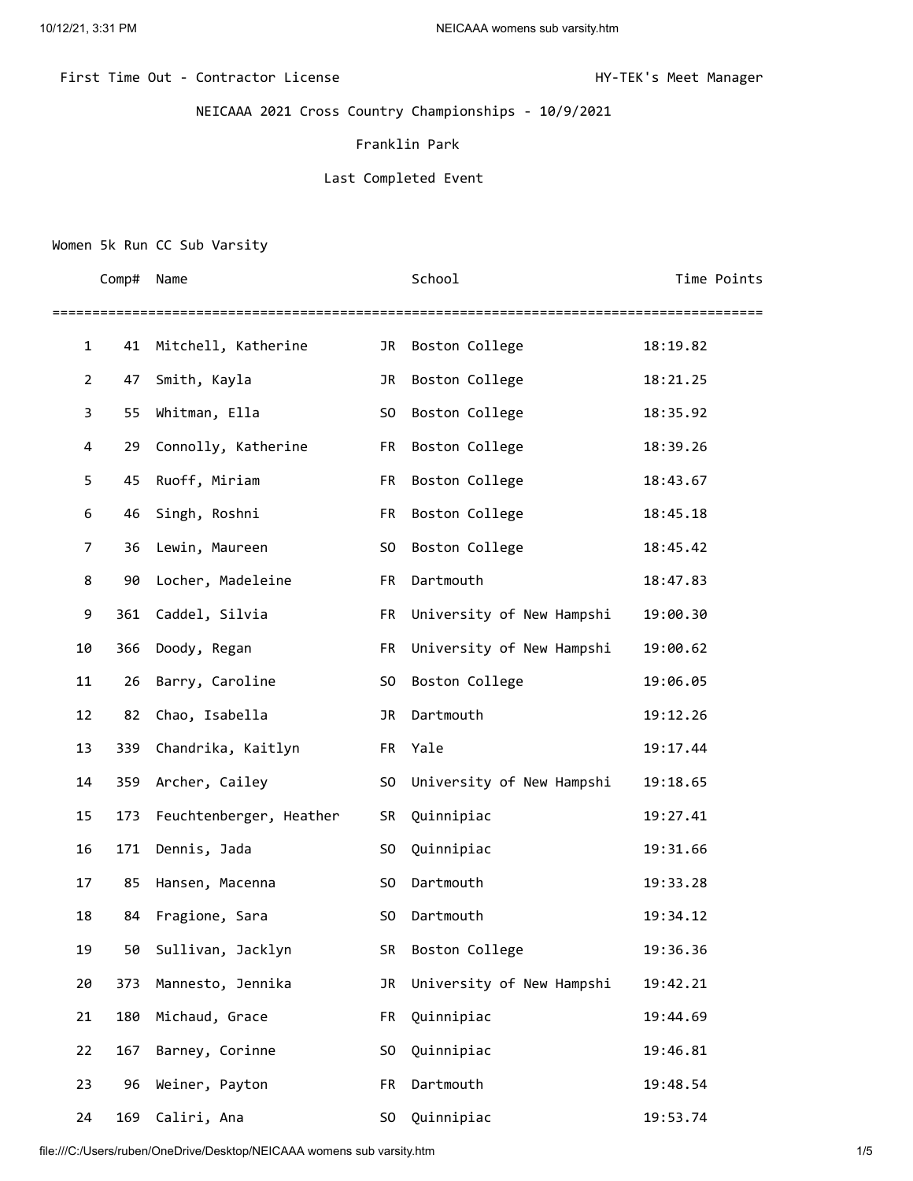First Time Out - Contractor License HY-TEK's Meet Manager

NEICAAA 2021 Cross Country Championships - 10/9/2021

Franklin Park

Last Completed Event

Women 5k Run CC Sub Varsity

| | Comp# | Name | | School | Time | Points |
|---|---|---|---|---|---|---|
| 1 | 41 | Mitchell, Katherine | JR | Boston College | 18:19.82 | |
| 2 | 47 | Smith, Kayla | JR | Boston College | 18:21.25 | |
| 3 | 55 | Whitman, Ella | SO | Boston College | 18:35.92 | |
| 4 | 29 | Connolly, Katherine | FR | Boston College | 18:39.26 | |
| 5 | 45 | Ruoff, Miriam | FR | Boston College | 18:43.67 | |
| 6 | 46 | Singh, Roshni | FR | Boston College | 18:45.18 | |
| 7 | 36 | Lewin, Maureen | SO | Boston College | 18:45.42 | |
| 8 | 90 | Locher, Madeleine | FR | Dartmouth | 18:47.83 | |
| 9 | 361 | Caddel, Silvia | FR | University of New Hampshi | 19:00.30 | |
| 10 | 366 | Doody, Regan | FR | University of New Hampshi | 19:00.62 | |
| 11 | 26 | Barry, Caroline | SO | Boston College | 19:06.05 | |
| 12 | 82 | Chao, Isabella | JR | Dartmouth | 19:12.26 | |
| 13 | 339 | Chandrika, Kaitlyn | FR | Yale | 19:17.44 | |
| 14 | 359 | Archer, Cailey | SO | University of New Hampshi | 19:18.65 | |
| 15 | 173 | Feuchtenberger, Heather | SR | Quinnipiac | 19:27.41 | |
| 16 | 171 | Dennis, Jada | SO | Quinnipiac | 19:31.66 | |
| 17 | 85 | Hansen, Macenna | SO | Dartmouth | 19:33.28 | |
| 18 | 84 | Fragione, Sara | SO | Dartmouth | 19:34.12 | |
| 19 | 50 | Sullivan, Jacklyn | SR | Boston College | 19:36.36 | |
| 20 | 373 | Mannesto, Jennika | JR | University of New Hampshi | 19:42.21 | |
| 21 | 180 | Michaud, Grace | FR | Quinnipiac | 19:44.69 | |
| 22 | 167 | Barney, Corinne | SO | Quinnipiac | 19:46.81 | |
| 23 | 96 | Weiner, Payton | FR | Dartmouth | 19:48.54 | |
| 24 | 169 | Caliri, Ana | SO | Quinnipiac | 19:53.74 | |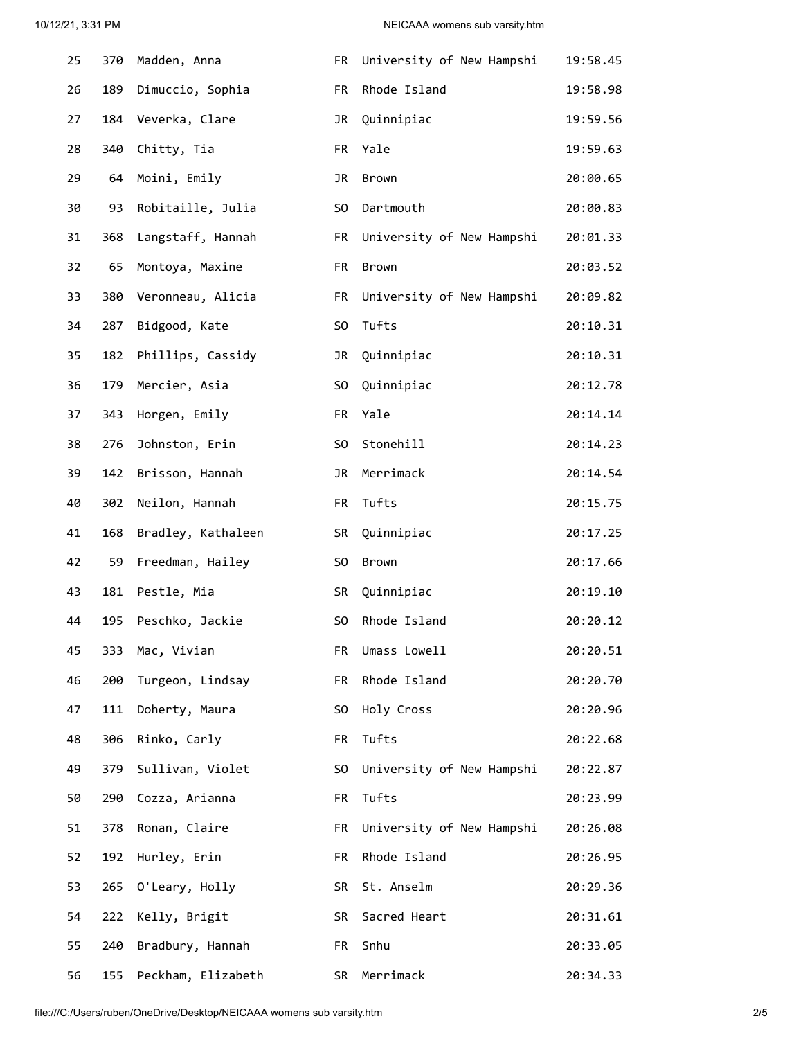| 25 | 370 | Madden, Anna | FR | University of New Hampshi | 19:58.45 |
|---|---|---|---|---|---|
| 26 | 189 | Dimuccio, Sophia | FR | Rhode Island | 19:58.98 |
| 27 | 184 | Veverka, Clare | JR | Quinnipiac | 19:59.56 |
| 28 | 340 | Chitty, Tia | FR | Yale | 19:59.63 |
| 29 | 64 | Moini, Emily | JR | Brown | 20:00.65 |
| 30 | 93 | Robitaille, Julia | SO | Dartmouth | 20:00.83 |
| 31 | 368 | Langstaff, Hannah | FR | University of New Hampshi | 20:01.33 |
| 32 | 65 | Montoya, Maxine | FR | Brown | 20:03.52 |
| 33 | 380 | Veronneau, Alicia | FR | University of New Hampshi | 20:09.82 |
| 34 | 287 | Bidgood, Kate | SO | Tufts | 20:10.31 |
| 35 | 182 | Phillips, Cassidy | JR | Quinnipiac | 20:10.31 |
| 36 | 179 | Mercier, Asia | SO | Quinnipiac | 20:12.78 |
| 37 | 343 | Horgen, Emily | FR | Yale | 20:14.14 |
| 38 | 276 | Johnston, Erin | SO | Stonehill | 20:14.23 |
| 39 | 142 | Brisson, Hannah | JR | Merrimack | 20:14.54 |
| 40 | 302 | Neilon, Hannah | FR | Tufts | 20:15.75 |
| 41 | 168 | Bradley, Kathaleen | SR | Quinnipiac | 20:17.25 |
| 42 | 59 | Freedman, Hailey | SO | Brown | 20:17.66 |
| 43 | 181 | Pestle, Mia | SR | Quinnipiac | 20:19.10 |
| 44 | 195 | Peschko, Jackie | SO | Rhode Island | 20:20.12 |
| 45 | 333 | Mac, Vivian | FR | Umass Lowell | 20:20.51 |
| 46 | 200 | Turgeon, Lindsay | FR | Rhode Island | 20:20.70 |
| 47 | 111 | Doherty, Maura | SO | Holy Cross | 20:20.96 |
| 48 | 306 | Rinko, Carly | FR | Tufts | 20:22.68 |
| 49 | 379 | Sullivan, Violet | SO | University of New Hampshi | 20:22.87 |
| 50 | 290 | Cozza, Arianna | FR | Tufts | 20:23.99 |
| 51 | 378 | Ronan, Claire | FR | University of New Hampshi | 20:26.08 |
| 52 | 192 | Hurley, Erin | FR | Rhode Island | 20:26.95 |
| 53 | 265 | O'Leary, Holly | SR | St. Anselm | 20:29.36 |
| 54 | 222 | Kelly, Brigit | SR | Sacred Heart | 20:31.61 |
| 55 | 240 | Bradbury, Hannah | FR | Snhu | 20:33.05 |
| 56 | 155 | Peckham, Elizabeth | SR | Merrimack | 20:34.33 |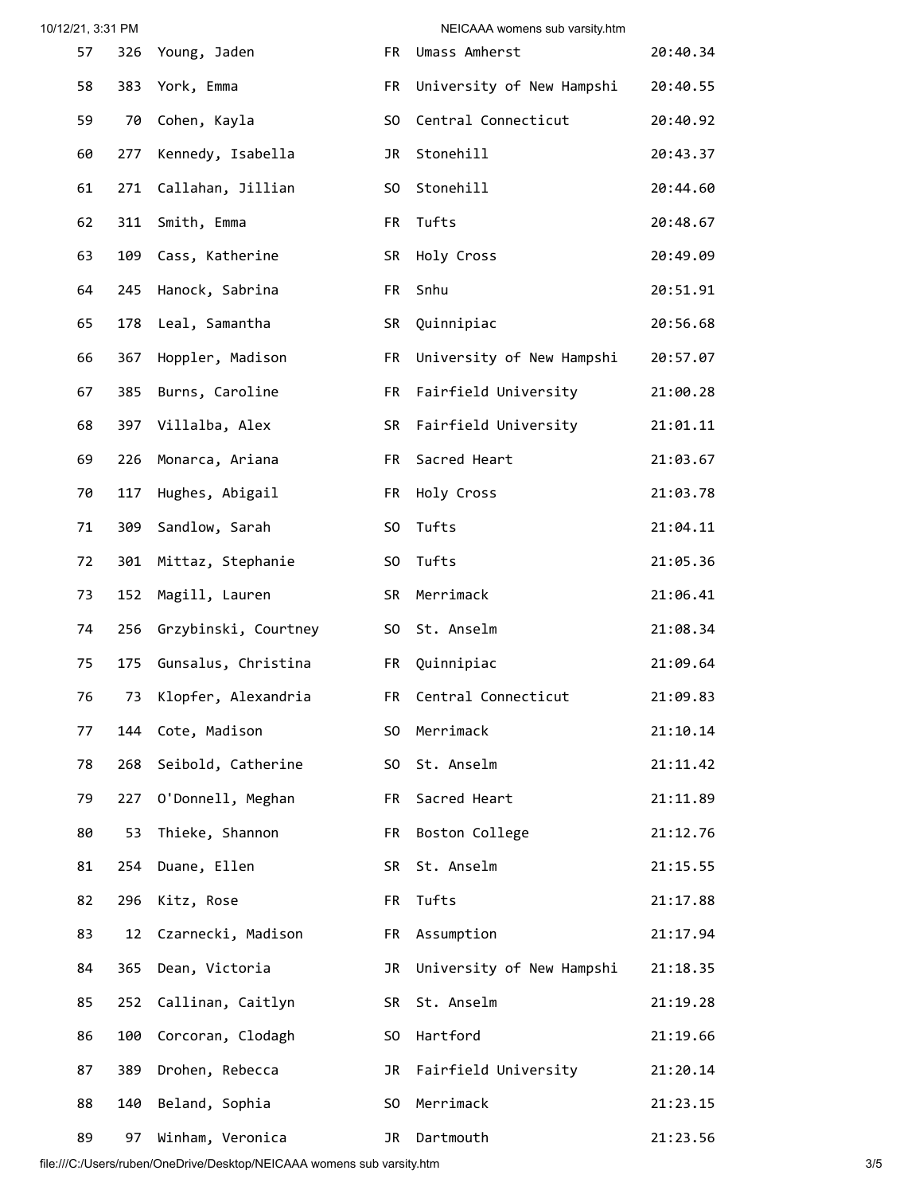| | | | | | |
|---|---|---|---|---|---|
| 57 | 326 | Young, Jaden | FR | Umass Amherst | 20:40.34 |
| 58 | 383 | York, Emma | FR | University of New Hampshi | 20:40.55 |
| 59 | 70 | Cohen, Kayla | SO | Central Connecticut | 20:40.92 |
| 60 | 277 | Kennedy, Isabella | JR | Stonehill | 20:43.37 |
| 61 | 271 | Callahan, Jillian | SO | Stonehill | 20:44.60 |
| 62 | 311 | Smith, Emma | FR | Tufts | 20:48.67 |
| 63 | 109 | Cass, Katherine | SR | Holy Cross | 20:49.09 |
| 64 | 245 | Hanock, Sabrina | FR | Snhu | 20:51.91 |
| 65 | 178 | Leal, Samantha | SR | Quinnipiac | 20:56.68 |
| 66 | 367 | Hoppler, Madison | FR | University of New Hampshi | 20:57.07 |
| 67 | 385 | Burns, Caroline | FR | Fairfield University | 21:00.28 |
| 68 | 397 | Villalba, Alex | SR | Fairfield University | 21:01.11 |
| 69 | 226 | Monarca, Ariana | FR | Sacred Heart | 21:03.67 |
| 70 | 117 | Hughes, Abigail | FR | Holy Cross | 21:03.78 |
| 71 | 309 | Sandlow, Sarah | SO | Tufts | 21:04.11 |
| 72 | 301 | Mittaz, Stephanie | SO | Tufts | 21:05.36 |
| 73 | 152 | Magill, Lauren | SR | Merrimack | 21:06.41 |
| 74 | 256 | Grzybinski, Courtney | SO | St. Anselm | 21:08.34 |
| 75 | 175 | Gunsalus, Christina | FR | Quinnipiac | 21:09.64 |
| 76 | 73 | Klopfer, Alexandria | FR | Central Connecticut | 21:09.83 |
| 77 | 144 | Cote, Madison | SO | Merrimack | 21:10.14 |
| 78 | 268 | Seibold, Catherine | SO | St. Anselm | 21:11.42 |
| 79 | 227 | O'Donnell, Meghan | FR | Sacred Heart | 21:11.89 |
| 80 | 53 | Thieke, Shannon | FR | Boston College | 21:12.76 |
| 81 | 254 | Duane, Ellen | SR | St. Anselm | 21:15.55 |
| 82 | 296 | Kitz, Rose | FR | Tufts | 21:17.88 |
| 83 | 12 | Czarnecki, Madison | FR | Assumption | 21:17.94 |
| 84 | 365 | Dean, Victoria | JR | University of New Hampshi | 21:18.35 |
| 85 | 252 | Callinan, Caitlyn | SR | St. Anselm | 21:19.28 |
| 86 | 100 | Corcoran, Clodagh | SO | Hartford | 21:19.66 |
| 87 | 389 | Drohen, Rebecca | JR | Fairfield University | 21:20.14 |
| 88 | 140 | Beland, Sophia | SO | Merrimack | 21:23.15 |
| 89 | 97 | Winham, Veronica | JR | Dartmouth | 21:23.56 |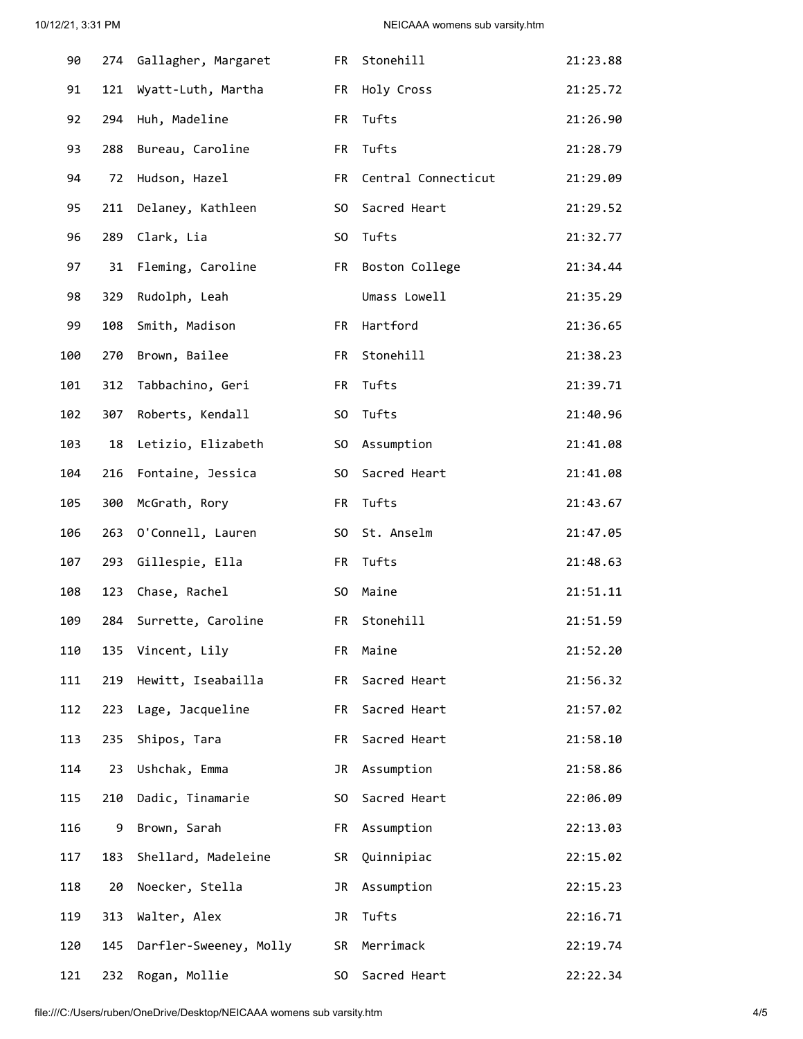| | | | | | |
|---|---|---|---|---|---|
| 90 | 274 | Gallagher, Margaret | FR | Stonehill | 21:23.88 |
| 91 | 121 | Wyatt-Luth, Martha | FR | Holy Cross | 21:25.72 |
| 92 | 294 | Huh, Madeline | FR | Tufts | 21:26.90 |
| 93 | 288 | Bureau, Caroline | FR | Tufts | 21:28.79 |
| 94 | 72 | Hudson, Hazel | FR | Central Connecticut | 21:29.09 |
| 95 | 211 | Delaney, Kathleen | SO | Sacred Heart | 21:29.52 |
| 96 | 289 | Clark, Lia | SO | Tufts | 21:32.77 |
| 97 | 31 | Fleming, Caroline | FR | Boston College | 21:34.44 |
| 98 | 329 | Rudolph, Leah | | Umass Lowell | 21:35.29 |
| 99 | 108 | Smith, Madison | FR | Hartford | 21:36.65 |
| 100 | 270 | Brown, Bailee | FR | Stonehill | 21:38.23 |
| 101 | 312 | Tabbachino, Geri | FR | Tufts | 21:39.71 |
| 102 | 307 | Roberts, Kendall | SO | Tufts | 21:40.96 |
| 103 | 18 | Letizio, Elizabeth | SO | Assumption | 21:41.08 |
| 104 | 216 | Fontaine, Jessica | SO | Sacred Heart | 21:41.08 |
| 105 | 300 | McGrath, Rory | FR | Tufts | 21:43.67 |
| 106 | 263 | O'Connell, Lauren | SO | St. Anselm | 21:47.05 |
| 107 | 293 | Gillespie, Ella | FR | Tufts | 21:48.63 |
| 108 | 123 | Chase, Rachel | SO | Maine | 21:51.11 |
| 109 | 284 | Surrette, Caroline | FR | Stonehill | 21:51.59 |
| 110 | 135 | Vincent, Lily | FR | Maine | 21:52.20 |
| 111 | 219 | Hewitt, Iseabailla | FR | Sacred Heart | 21:56.32 |
| 112 | 223 | Lage, Jacqueline | FR | Sacred Heart | 21:57.02 |
| 113 | 235 | Shipos, Tara | FR | Sacred Heart | 21:58.10 |
| 114 | 23 | Ushchak, Emma | JR | Assumption | 21:58.86 |
| 115 | 210 | Dadic, Tinamarie | SO | Sacred Heart | 22:06.09 |
| 116 | 9 | Brown, Sarah | FR | Assumption | 22:13.03 |
| 117 | 183 | Shellard, Madeleine | SR | Quinnipiac | 22:15.02 |
| 118 | 20 | Noecker, Stella | JR | Assumption | 22:15.23 |
| 119 | 313 | Walter, Alex | JR | Tufts | 22:16.71 |
| 120 | 145 | Darfler-Sweeney, Molly | SR | Merrimack | 22:19.74 |
| 121 | 232 | Rogan, Mollie | SO | Sacred Heart | 22:22.34 |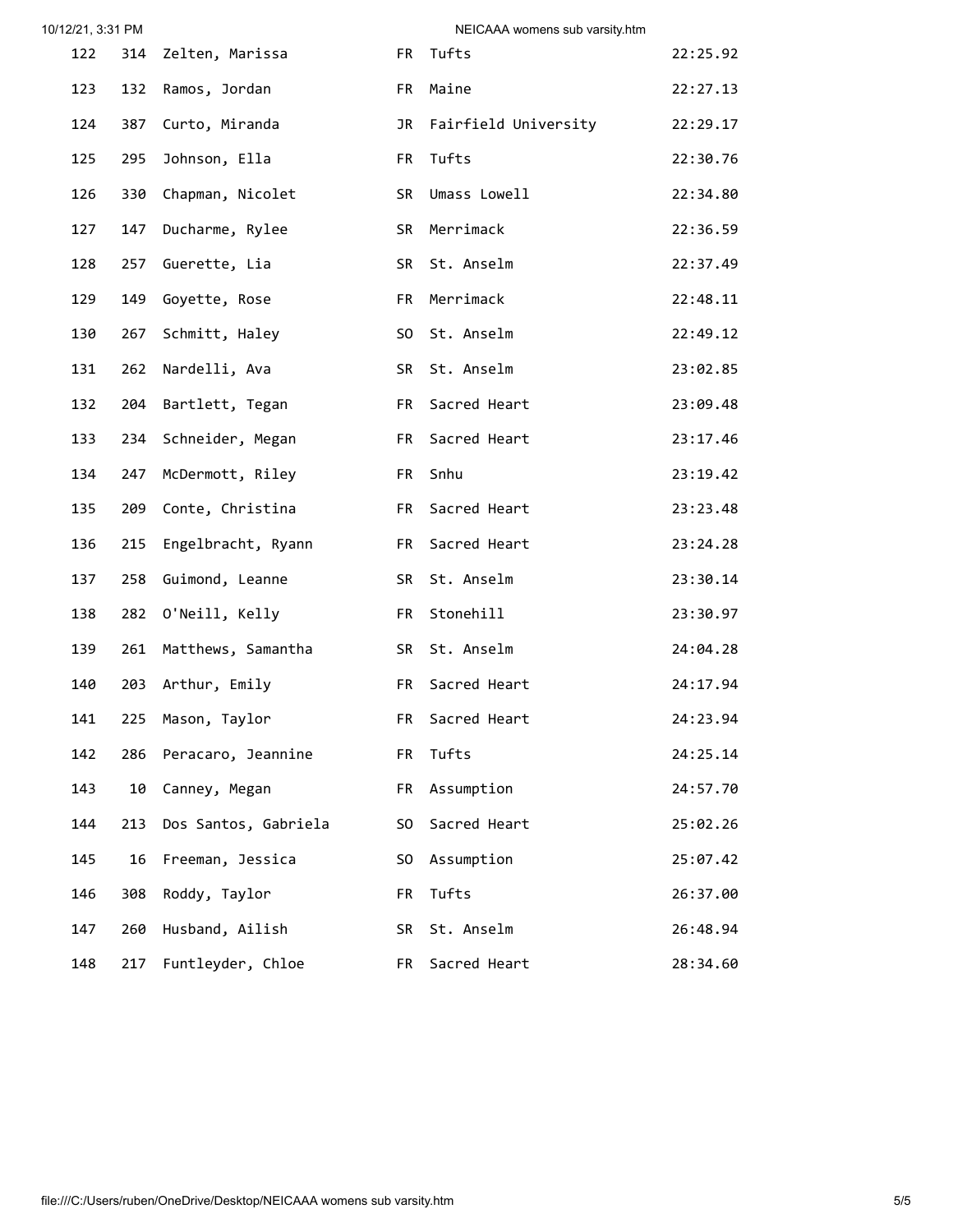| | | | | | |
|---|---|---|---|---|---|
| 122 | 314 | Zelten, Marissa | FR | Tufts | 22:25.92 |
| 123 | 132 | Ramos, Jordan | FR | Maine | 22:27.13 |
| 124 | 387 | Curto, Miranda | JR | Fairfield University | 22:29.17 |
| 125 | 295 | Johnson, Ella | FR | Tufts | 22:30.76 |
| 126 | 330 | Chapman, Nicolet | SR | Umass Lowell | 22:34.80 |
| 127 | 147 | Ducharme, Rylee | SR | Merrimack | 22:36.59 |
| 128 | 257 | Guerette, Lia | SR | St. Anselm | 22:37.49 |
| 129 | 149 | Goyette, Rose | FR | Merrimack | 22:48.11 |
| 130 | 267 | Schmitt, Haley | SO | St. Anselm | 22:49.12 |
| 131 | 262 | Nardelli, Ava | SR | St. Anselm | 23:02.85 |
| 132 | 204 | Bartlett, Tegan | FR | Sacred Heart | 23:09.48 |
| 133 | 234 | Schneider, Megan | FR | Sacred Heart | 23:17.46 |
| 134 | 247 | McDermott, Riley | FR | Snhu | 23:19.42 |
| 135 | 209 | Conte, Christina | FR | Sacred Heart | 23:23.48 |
| 136 | 215 | Engelbracht, Ryann | FR | Sacred Heart | 23:24.28 |
| 137 | 258 | Guimond, Leanne | SR | St. Anselm | 23:30.14 |
| 138 | 282 | O'Neill, Kelly | FR | Stonehill | 23:30.97 |
| 139 | 261 | Matthews, Samantha | SR | St. Anselm | 24:04.28 |
| 140 | 203 | Arthur, Emily | FR | Sacred Heart | 24:17.94 |
| 141 | 225 | Mason, Taylor | FR | Sacred Heart | 24:23.94 |
| 142 | 286 | Peracaro, Jeannine | FR | Tufts | 24:25.14 |
| 143 | 10 | Canney, Megan | FR | Assumption | 24:57.70 |
| 144 | 213 | Dos Santos, Gabriela | SO | Sacred Heart | 25:02.26 |
| 145 | 16 | Freeman, Jessica | SO | Assumption | 25:07.42 |
| 146 | 308 | Roddy, Taylor | FR | Tufts | 26:37.00 |
| 147 | 260 | Husband, Ailish | SR | St. Anselm | 26:48.94 |
| 148 | 217 | Funtleyder, Chloe | FR | Sacred Heart | 28:34.60 |